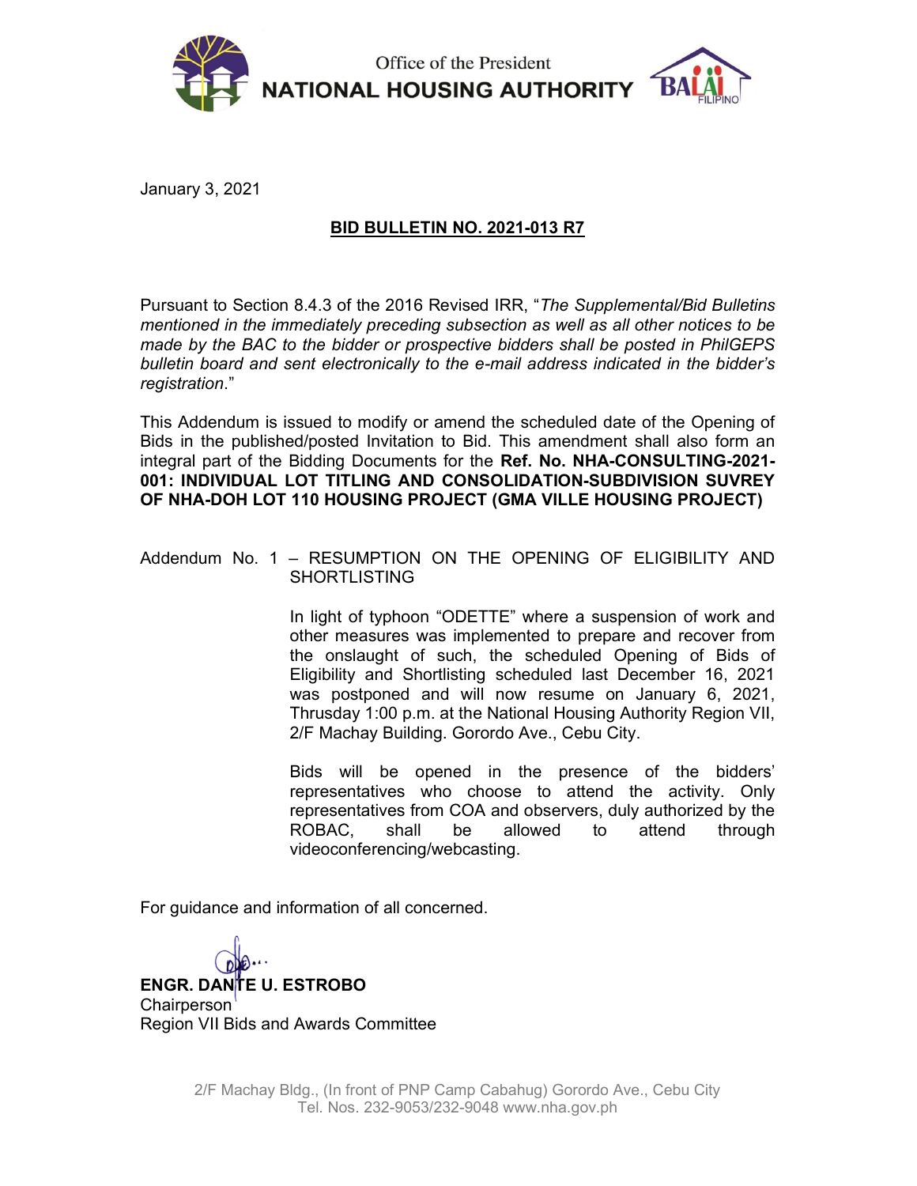Office of the President

**NATIONAL HOUSING AUTHORITY**

January 3, 2021

**BID BULLETIN NO. 2021-013 R7**

Pursuant to Section 8.4.3 of the 2016 Revised IRR, "*The Supplemental/Bid Bulletins mentioned in the immediately preceding subsection as well as all other notices to be made by the BAC to the bidder or prospective bidders shall be posted in PhilGEPS bulletin board and sent electronically to the e-mail address indicated in the bidder's registration*."

This Addendum is issued to modify or amend the scheduled date of the Opening of Bids in the published/posted Invitation to Bid. This amendment shall also form an integral part of the Bidding Documents for the **Ref. No. NHA-CONSULTING-2021-001: INDIVIDUAL LOT TITLING AND CONSOLIDATION-SUBDIVISION SUVREY OF NHA-DOH LOT 110 HOUSING PROJECT (GMA VILLE HOUSING PROJECT)**

Addendum No. 1 – RESUMPTION ON THE OPENING OF ELIGIBILITY AND SHORTLISTING

In light of typhoon "ODETTE" where a suspension of work and other measures was implemented to prepare and recover from the onslaught of such, the scheduled Opening of Bids of Eligibility and Shortlisting scheduled last December 16, 2021 was postponed and will now resume on January 6, 2021, Thrusday 1:00 p.m. at the National Housing Authority Region VII, 2/F Machay Building. Gorordo Ave., Cebu City.

Bids will be opened in the presence of the bidders' representatives who choose to attend the activity. Only representatives from COA and observers, duly authorized by the ROBAC, shall be allowed to attend through videoconferencing/webcasting.

For guidance and information of all concerned.

**ENGR. DANTE U. ESTROBO**
Chairperson
Region VII Bids and Awards Committee

2/F Machay Bldg., (In front of PNP Camp Cabahug) Gorordo Ave., Cebu City
Tel. Nos. 232-9053/232-9048 www.nha.gov.ph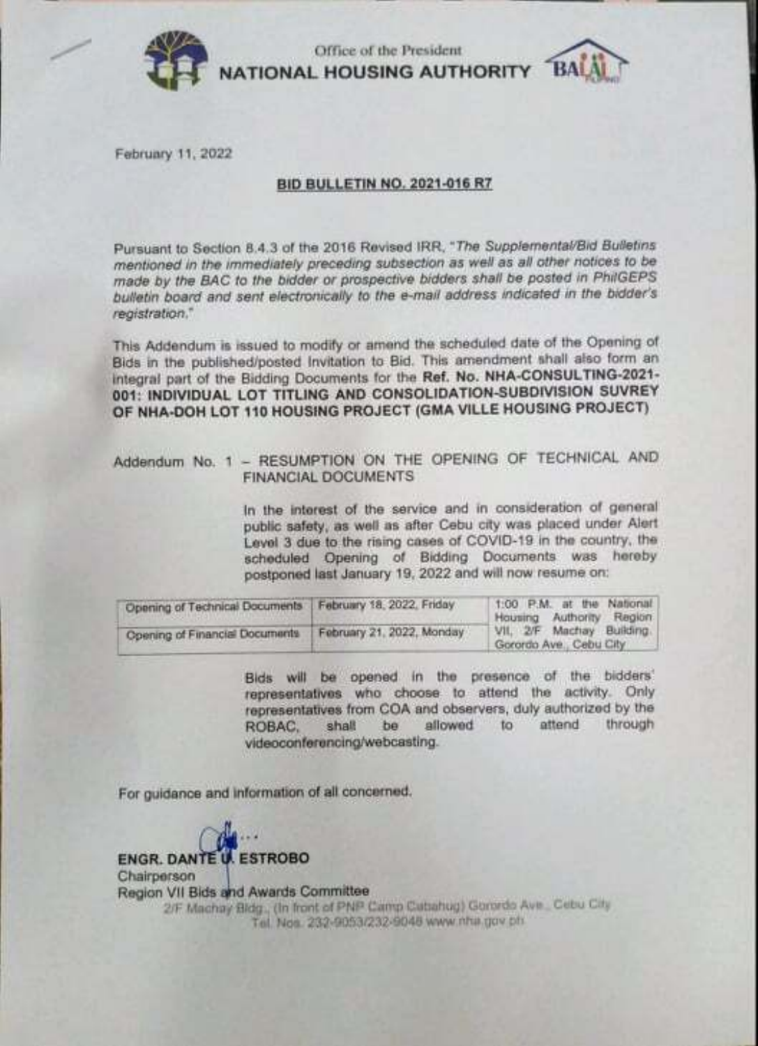Office of the President

**NATIONAL HOUSING AUTHORITY**

February 11, 2022

**BID BULLETIN NO. 2021-016 R7**

Pursuant to Section 8.4.3 of the 2016 Revised IRR, "*The Supplemental/Bid Bulletins mentioned in the immediately preceding subsection as well as all other notices to be made by the BAC to the bidder or prospective bidders shall be posted in PhilGEPS bulletin board and sent electronically to the e-mail address indicated in the bidder's registration.*"

This Addendum is issued to modify or amend the scheduled date of the Opening of Bids in the published/posted Invitation to Bid. This amendment shall also form an integral part of the Bidding Documents for the **Ref. No. NHA-CONSULTING-2021-001: INDIVIDUAL LOT TITLING AND CONSOLIDATION-SUBDIVISION SUVREY OF NHA-DOH LOT 110 HOUSING PROJECT (GMA VILLE HOUSING PROJECT)**

Addendum No. 1 – RESUMPTION ON THE OPENING OF TECHNICAL AND FINANCIAL DOCUMENTS

In the interest of the service and in consideration of general public safety, as well as after Cebu city was placed under Alert Level 3 due to the rising cases of COVID-19 in the country, the scheduled Opening of Bidding Documents was hereby postponed last January 19, 2022 and will now resume on:

| | | |
|---|---|---|
| Opening of Technical Documents | February 18, 2022, Friday | 1:00 P.M. at the National Housing Authority Region VII, 2/F Machay Building, Gorordo Ave., Cebu City |
| Opening of Financial Documents | February 21, 2022, Monday | |

Bids will be opened in the presence of the bidders' representatives who choose to attend the activity. Only representatives from COA and observers, duly authorized by the ROBAC, shall be allowed to attend through videoconferencing/webcasting.

For guidance and information of all concerned.

**ENGR. DANTE U. ESTROBO**
Chairperson
Region VII Bids and Awards Committee

2/F Machay Bldg., (In front of PNP Camp Cabahug) Gorordo Ave., Cebu City
Tel. Nos. 232-9053/232-9048 www.nha.gov.ph